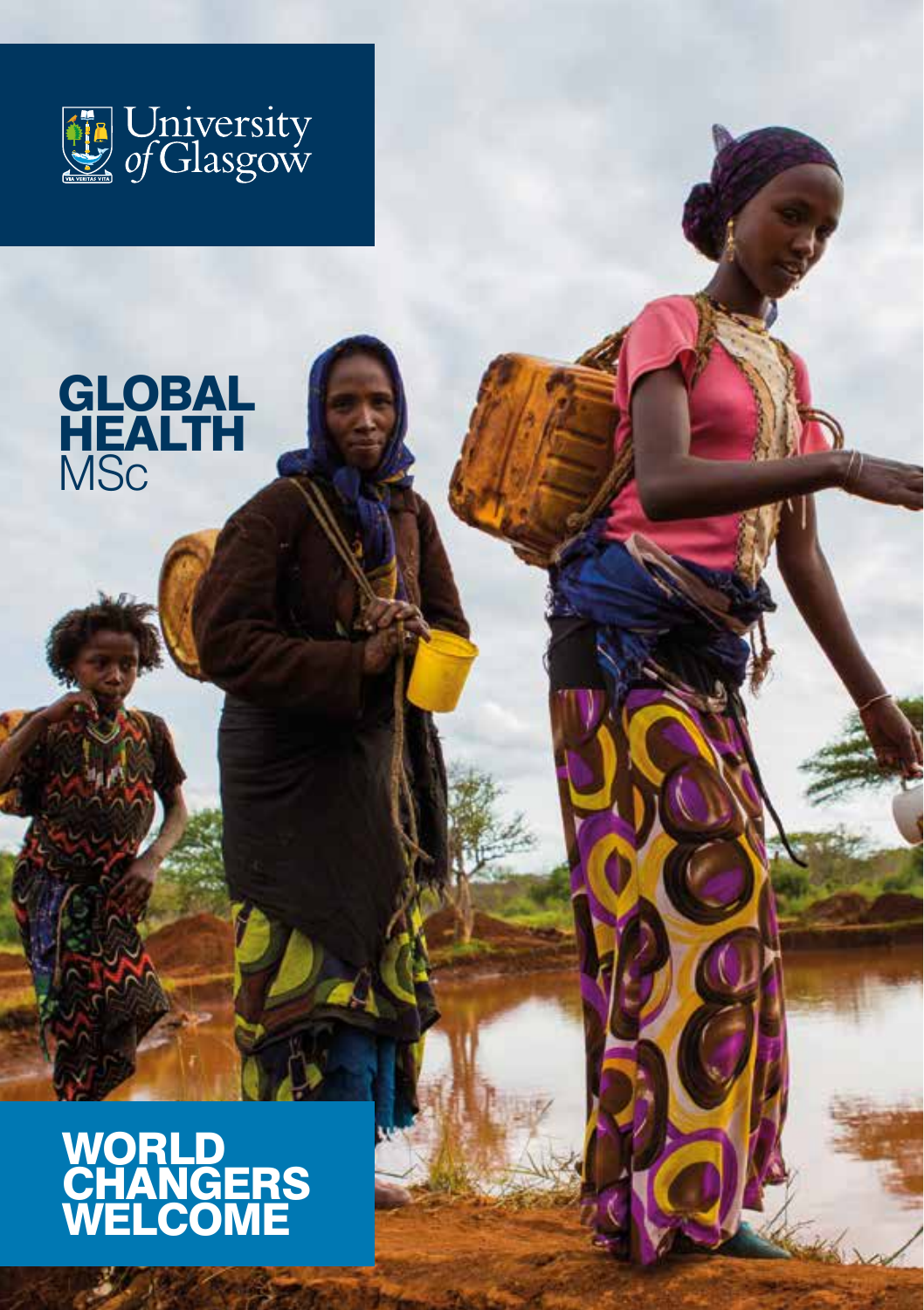University of Glasgow

# GLOBAL HEALTH
## MSc

# WORLD CHANGERS WELCOME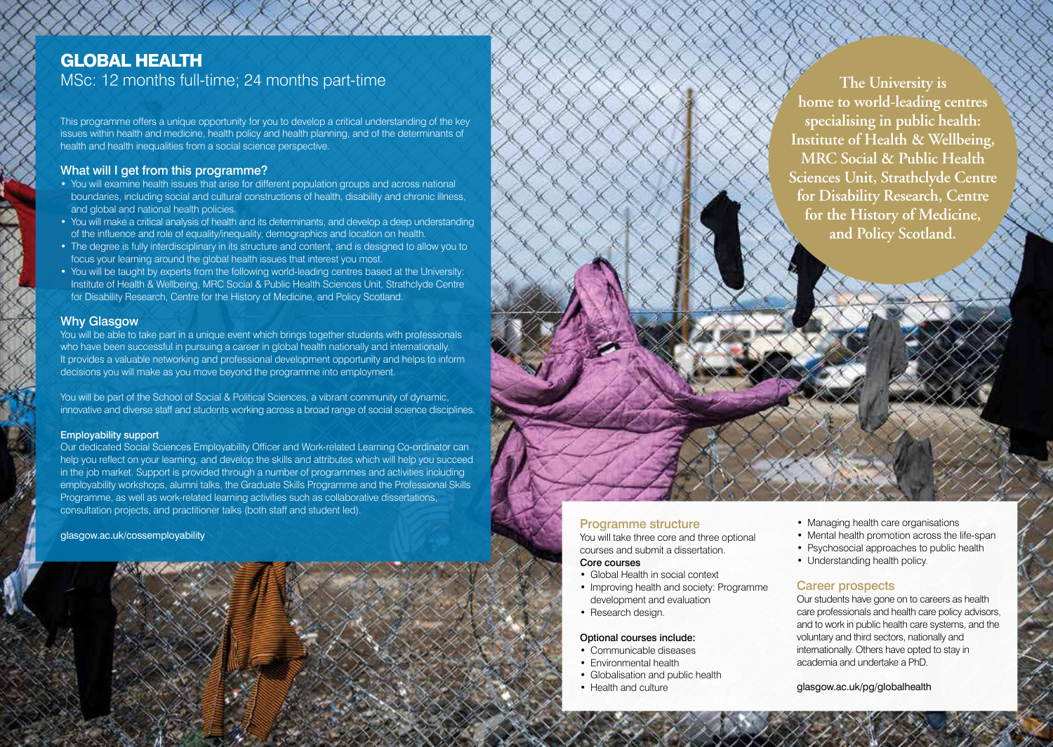# GLOBAL HEALTH

MSc: 12 months full-time; 24 months part-time

This programme offers a unique opportunity for you to develop a critical understanding of the key issues within health and medicine, health policy and health planning, and of the determinants of health and health inequalities from a social science perspective.

## What will I get from this programme?

- You will examine health issues that arise for different population groups and across national boundaries, including social and cultural constructions of health, disability and chronic illness, and global and national health policies.
- You will make a critical analysis of health and its determinants, and develop a deep understanding of the influence and role of equality/inequality, demographics and location on health.
- The degree is fully interdisciplinary in its structure and content, and is designed to allow you to focus your learning around the global health issues that interest you most.
- You will be taught by experts from the following world-leading centres based at the University: Institute of Health & Wellbeing, MRC Social & Public Health Sciences Unit, Strathclyde Centre for Disability Research, Centre for the History of Medicine, and Policy Scotland.

## Why Glasgow

You will be able to take part in a unique event which brings together students with professionals who have been successful in pursuing a career in global health nationally and internationally. It provides a valuable networking and professional development opportunity and helps to inform decisions you will make as you move beyond the programme into employment.

You will be part of the School of Social & Political Sciences, a vibrant community of dynamic, innovative and diverse staff and students working across a broad range of social science disciplines.

### Employability support

Our dedicated Social Sciences Employability Officer and Work-related Learning Co-ordinator can help you reflect on your learning, and develop the skills and attributes which will help you succeed in the job market. Support is provided through a number of programmes and activities including employability workshops, alumni talks, the Graduate Skills Programme and the Professional Skills Programme, as well as work-related learning activities such as collaborative dissertations, consultation projects, and practitioner talks (both staff and student led).

glasgow.ac.uk/cossemployability

**The University is home to world-leading centres specialising in public health: Institute of Health & Wellbeing, MRC Social & Public Health Sciences Unit, Strathclyde Centre for Disability Research, Centre for the History of Medicine, and Policy Scotland.**

## Programme structure

You will take three core and three optional courses and submit a dissertation.

### Core courses

- Global Health in social context
- Improving health and society: Programme development and evaluation
- Research design.

### Optional courses include:

- Communicable diseases
- Environmental health
- Globalisation and public health
- Health and culture
- Managing health care organisations
- Mental health promotion across the life-span
- Psychosocial approaches to public health
- Understanding health policy.

## Career prospects

Our students have gone on to careers as health care professionals and health care policy advisors, and to work in public health care systems, and the voluntary and third sectors, nationally and internationally. Others have opted to stay in academia and undertake a PhD.

glasgow.ac.uk/pg/globalhealth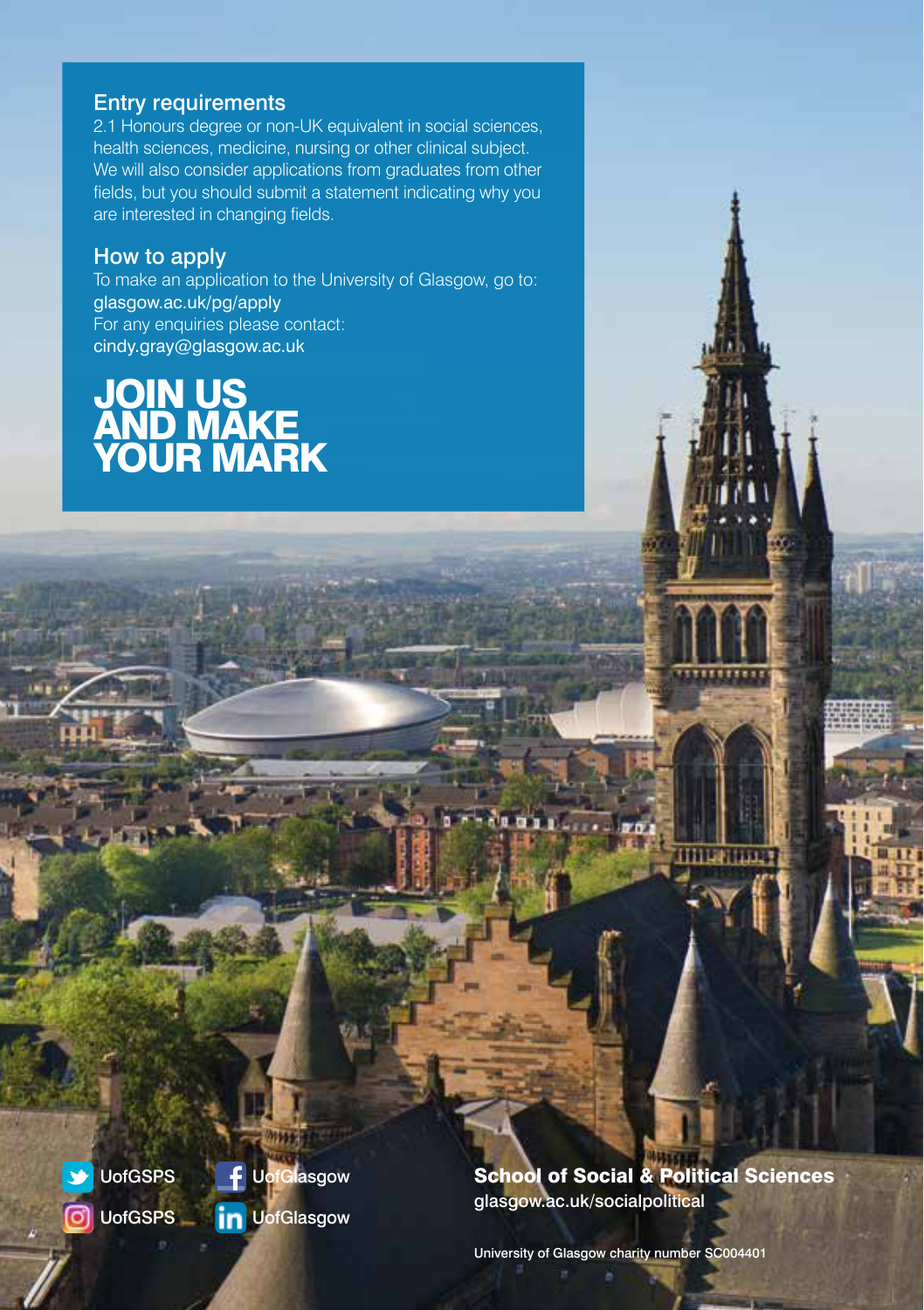## Entry requirements

2.1 Honours degree or non-UK equivalent in social sciences, health sciences, medicine, nursing or other clinical subject. We will also consider applications from graduates from other fields, but you should submit a statement indicating why you are interested in changing fields.

## How to apply

To make an application to the University of Glasgow, go to: glasgow.ac.uk/pg/apply

For any enquiries please contact: cindy.gray@glasgow.ac.uk

# JOIN US AND MAKE YOUR MARK

UofGSPS

UofGSPS

UofGlasgow

UofGlasgow

**School of Social & Political Sciences**

glasgow.ac.uk/socialpolitical

University of Glasgow charity number SC004401